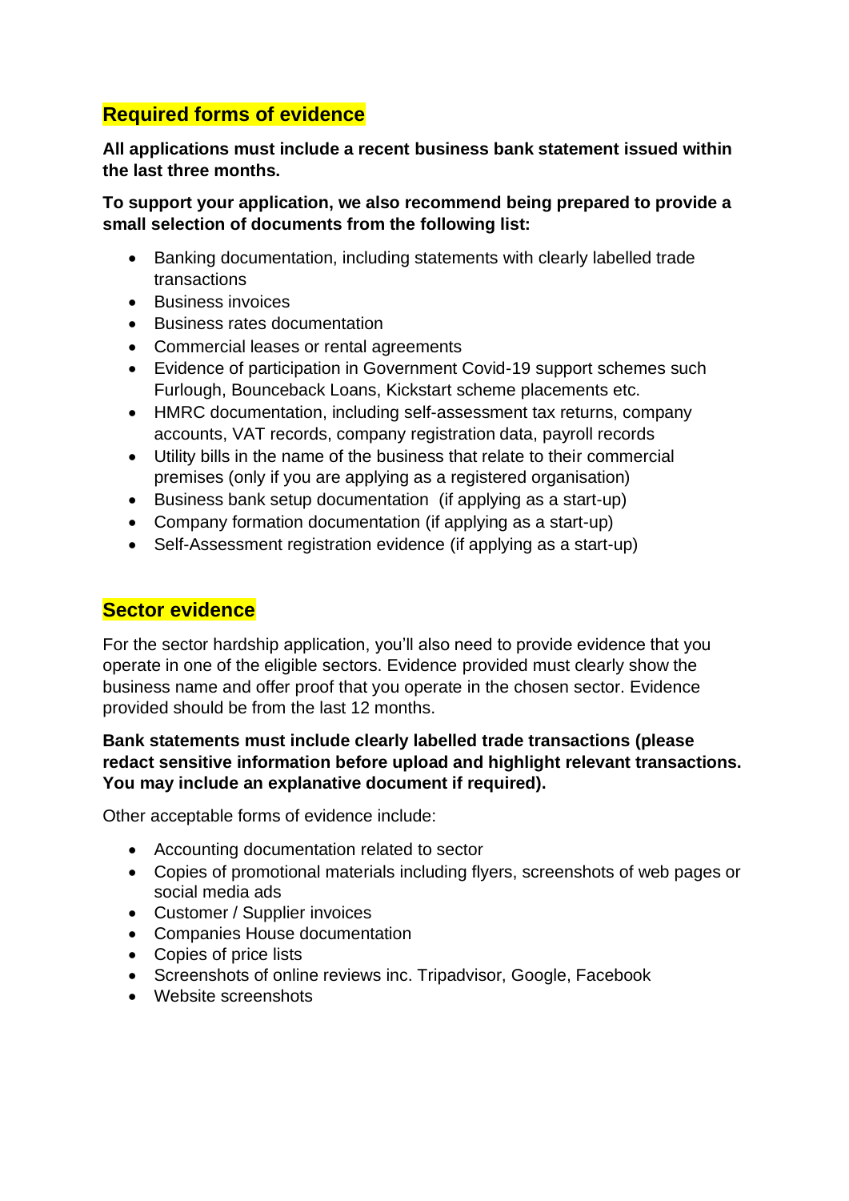## Required forms of evidence

**All applications must include a recent business bank statement issued within the last three months.**

**To support your application, we also recommend being prepared to provide a small selection of documents from the following list:**

- Banking documentation, including statements with clearly labelled trade transactions
- Business invoices
- Business rates documentation
- Commercial leases or rental agreements
- Evidence of participation in Government Covid-19 support schemes such Furlough, Bounceback Loans, Kickstart scheme placements etc.
- HMRC documentation, including self-assessment tax returns, company accounts, VAT records, company registration data, payroll records
- Utility bills in the name of the business that relate to their commercial premises (only if you are applying as a registered organisation)
- Business bank setup documentation (if applying as a start-up)
- Company formation documentation (if applying as a start-up)
- Self-Assessment registration evidence (if applying as a start-up)

## Sector evidence

For the sector hardship application, you'll also need to provide evidence that you operate in one of the eligible sectors. Evidence provided must clearly show the business name and offer proof that you operate in the chosen sector. Evidence provided should be from the last 12 months.

**Bank statements must include clearly labelled trade transactions (please redact sensitive information before upload and highlight relevant transactions. You may include an explanative document if required).**

Other acceptable forms of evidence include:

- Accounting documentation related to sector
- Copies of promotional materials including flyers, screenshots of web pages or social media ads
- Customer / Supplier invoices
- Companies House documentation
- Copies of price lists
- Screenshots of online reviews inc. Tripadvisor, Google, Facebook
- Website screenshots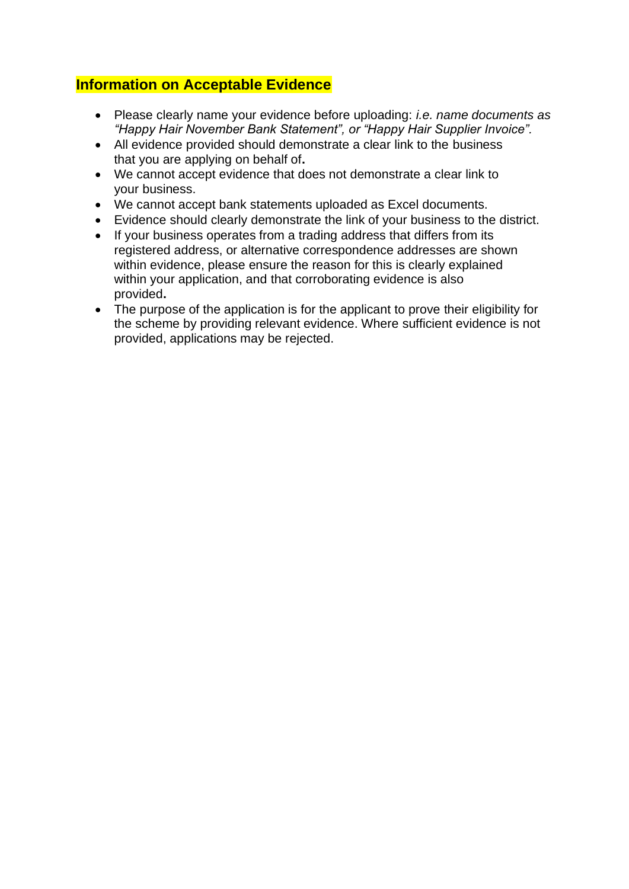## Information on Acceptable Evidence

- Please clearly name your evidence before uploading: *i.e. name documents as "Happy Hair November Bank Statement", or "Happy Hair Supplier Invoice".*
- All evidence provided should demonstrate a clear link to the business that you are applying on behalf of**.**
- We cannot accept evidence that does not demonstrate a clear link to your business.
- We cannot accept bank statements uploaded as Excel documents.
- Evidence should clearly demonstrate the link of your business to the district.
- If your business operates from a trading address that differs from its registered address, or alternative correspondence addresses are shown within evidence, please ensure the reason for this is clearly explained within your application, and that corroborating evidence is also provided**.**
- The purpose of the application is for the applicant to prove their eligibility for the scheme by providing relevant evidence. Where sufficient evidence is not provided, applications may be rejected.